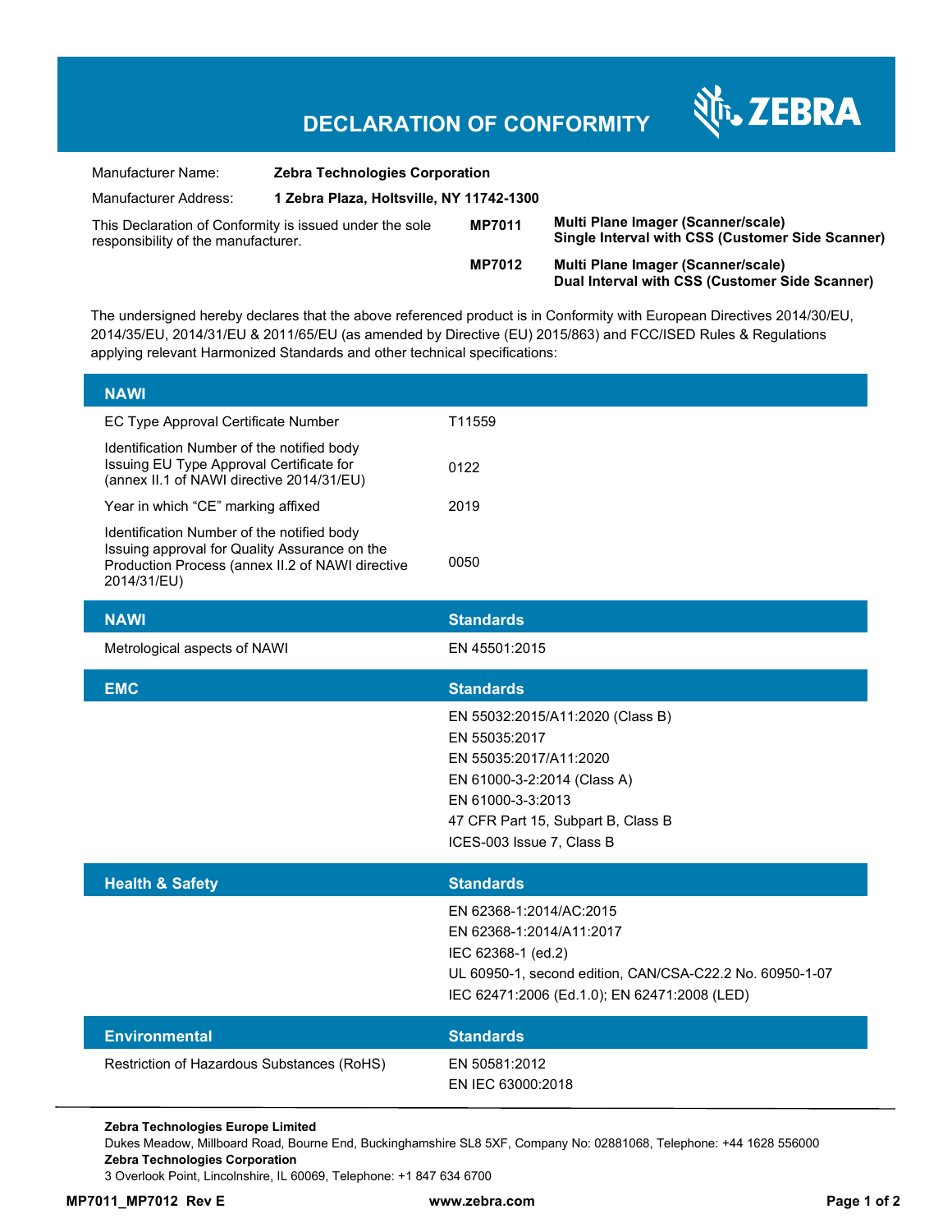# DECLARATION OF CONFORMITY

ZEBRA

| | |
|---|---|
| Manufacturer Name: | **Zebra Technologies Corporation** |
| Manufacturer Address: | **1 Zebra Plaza, Holtsville, NY 11742-1300** |

This Declaration of Conformity is issued under the sole responsibility of the manufacturer.

| | |
|---|---|
| **MP7011** | **Multi Plane Imager (Scanner/scale) Single Interval with CSS (Customer Side Scanner)** |
| **MP7012** | **Multi Plane Imager (Scanner/scale) Dual Interval with CSS (Customer Side Scanner)** |

The undersigned hereby declares that the above referenced product is in Conformity with European Directives 2014/30/EU, 2014/35/EU, 2014/31/EU & 2011/65/EU (as amended by Directive (EU) 2015/863) and FCC/ISED Rules & Regulations applying relevant Harmonized Standards and other technical specifications:

| **NAWI** | |
|---|---|
| EC Type Approval Certificate Number | T11559 |
| Identification Number of the notified body Issuing EU Type Approval Certificate for (annex II.1 of NAWI directive 2014/31/EU) | 0122 |
| Year in which "CE" marking affixed | 2019 |
| Identification Number of the notified body Issuing approval for Quality Assurance on the Production Process (annex II.2 of NAWI directive 2014/31/EU) | 0050 |

| **NAWI** | **Standards** |
|---|---|
| Metrological aspects of NAWI | EN 45501:2015 |

| **EMC** | **Standards** |
|---|---|
| | EN 55032:2015/A11:2020 (Class B) |
| | EN 55035:2017 |
| | EN 55035:2017/A11:2020 |
| | EN 61000-3-2:2014 (Class A) |
| | EN 61000-3-3:2013 |
| | 47 CFR Part 15, Subpart B, Class B |
| | ICES-003 Issue 7, Class B |

| **Health & Safety** | **Standards** |
|---|---|
| | EN 62368-1:2014/AC:2015 |
| | EN 62368-1:2014/A11:2017 |
| | IEC 62368-1 (ed.2) |
| | UL 60950-1, second edition, CAN/CSA-C22.2 No. 60950-1-07 |
| | IEC 62471:2006 (Ed.1.0); EN 62471:2008 (LED) |

| **Environmental** | **Standards** |
|---|---|
| Restriction of Hazardous Substances (RoHS) | EN 50581:2012 |
| | EN IEC 63000:2018 |

**Zebra Technologies Europe Limited**
Dukes Meadow, Millboard Road, Bourne End, Buckinghamshire SL8 5XF, Company No: 02881068, Telephone: +44 1628 556000
**Zebra Technologies Corporation**
3 Overlook Point, Lincolnshire, IL 60069, Telephone: +1 847 634 6700

**MP7011_MP7012 Rev E** **www.zebra.com**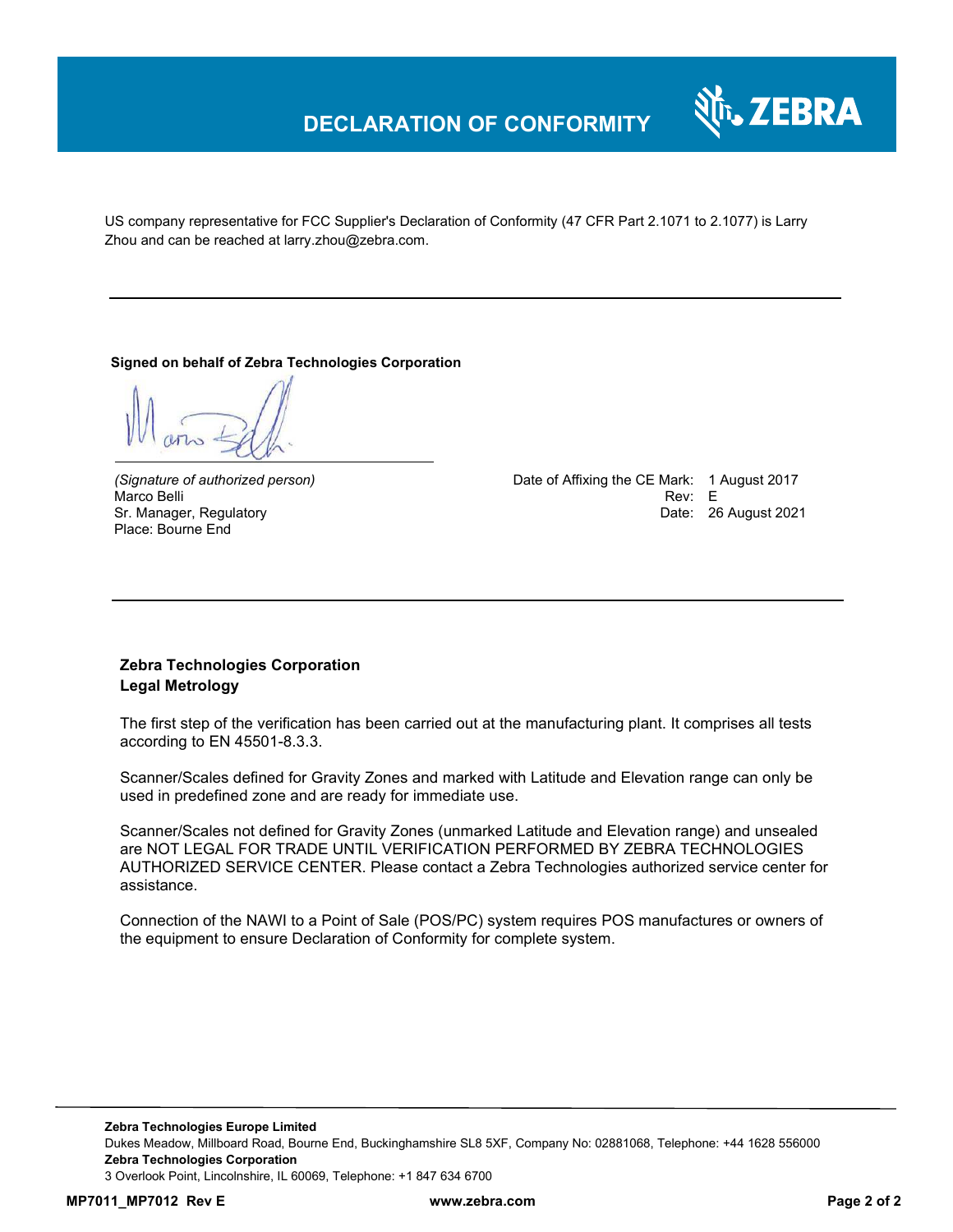# DECLARATION OF CONFORMITY

US company representative for FCC Supplier's Declaration of Conformity (47 CFR Part 2.1071 to 2.1077) is Larry Zhou and can be reached at larry.zhou@zebra.com.

---

**Signed on behalf of Zebra Technologies Corporation**

*(Signature of authorized person)*
Marco Belli
Sr. Manager, Regulatory
Place: Bourne End

Date of Affixing the CE Mark: 1 August 2017
Rev: E
Date: 26 August 2021

---

**Zebra Technologies Corporation**
**Legal Metrology**

The first step of the verification has been carried out at the manufacturing plant. It comprises all tests according to EN 45501-8.3.3.

Scanner/Scales defined for Gravity Zones and marked with Latitude and Elevation range can only be used in predefined zone and are ready for immediate use.

Scanner/Scales not defined for Gravity Zones (unmarked Latitude and Elevation range) and unsealed are NOT LEGAL FOR TRADE UNTIL VERIFICATION PERFORMED BY ZEBRA TECHNOLOGIES AUTHORIZED SERVICE CENTER. Please contact a Zebra Technologies authorized service center for assistance.

Connection of the NAWI to a Point of Sale (POS/PC) system requires POS manufactures or owners of the equipment to ensure Declaration of Conformity for complete system.

---

**Zebra Technologies Europe Limited**
Dukes Meadow, Millboard Road, Bourne End, Buckinghamshire SL8 5XF, Company No: 02881068, Telephone: +44 1628 556000
**Zebra Technologies Corporation**
3 Overlook Point, Lincolnshire, IL 60069, Telephone: +1 847 634 6700

**MP7011_MP7012 Rev E** **www.zebra.com**